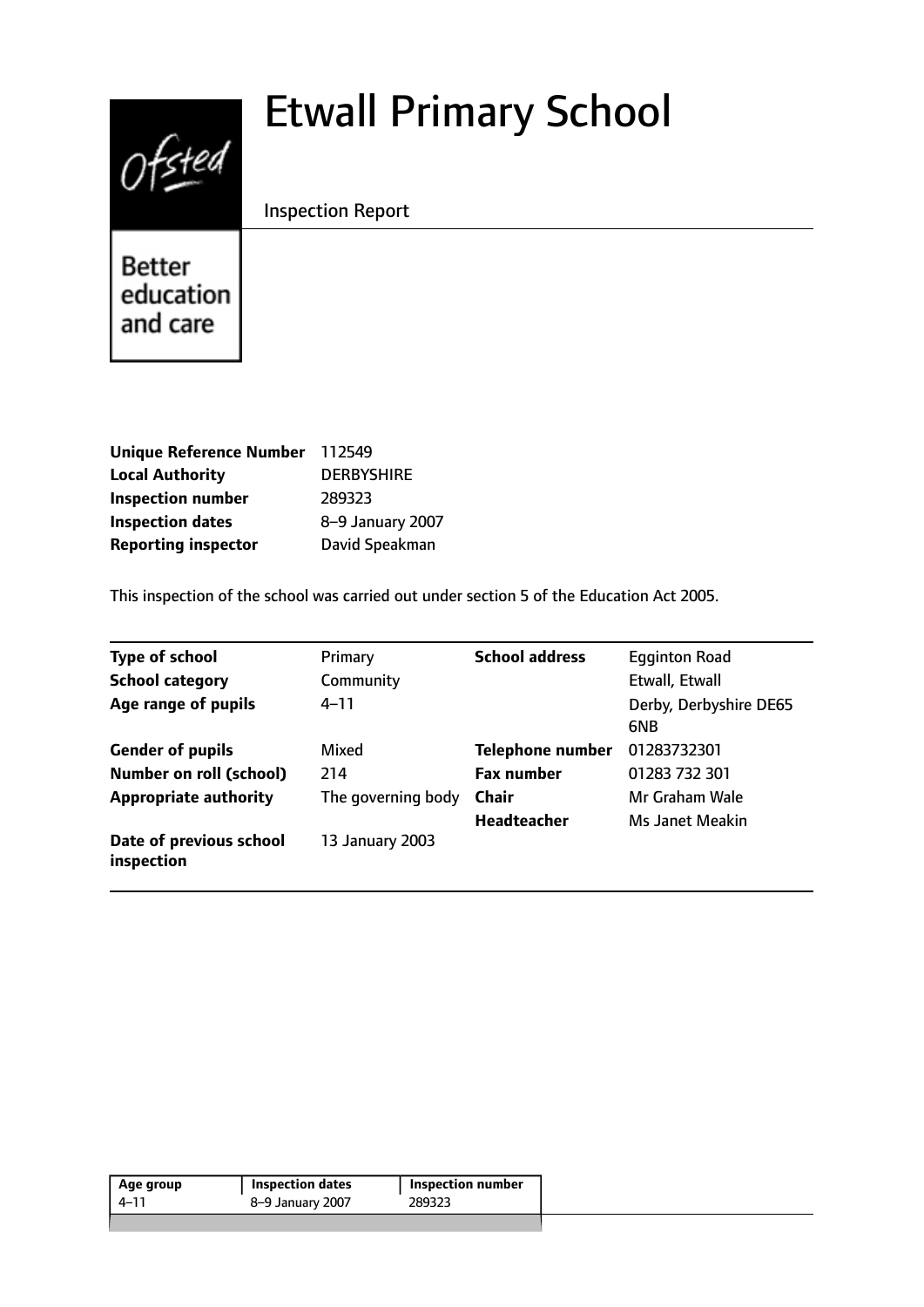# Etwall Primary School

Inspection Report

Better education and care

| | |
|---|---|
| **Unique Reference Number** | 112549 |
| **Local Authority** | DERBYSHIRE |
| **Inspection number** | 289323 |
| **Inspection dates** | 8–9 January 2007 |
| **Reporting inspector** | David Speakman |

This inspection of the school was carried out under section 5 of the Education Act 2005.

| | | | |
|---|---|---|---|
| **Type of school** | Primary | **School address** | Egginton Road |
| **School category** | Community | | Etwall, Etwall |
| **Age range of pupils** | 4–11 | | Derby, Derbyshire DE65 6NB |
| **Gender of pupils** | Mixed | **Telephone number** | 01283732301 |
| **Number on roll (school)** | 214 | **Fax number** | 01283 732 301 |
| **Appropriate authority** | The governing body | **Chair** | Mr Graham Wale |
| | | **Headteacher** | Ms Janet Meakin |
| **Date of previous school inspection** | 13 January 2003 | | |

| Age group | Inspection dates | Inspection number |
|---|---|---|
| 4–11 | 8–9 January 2007 | 289323 |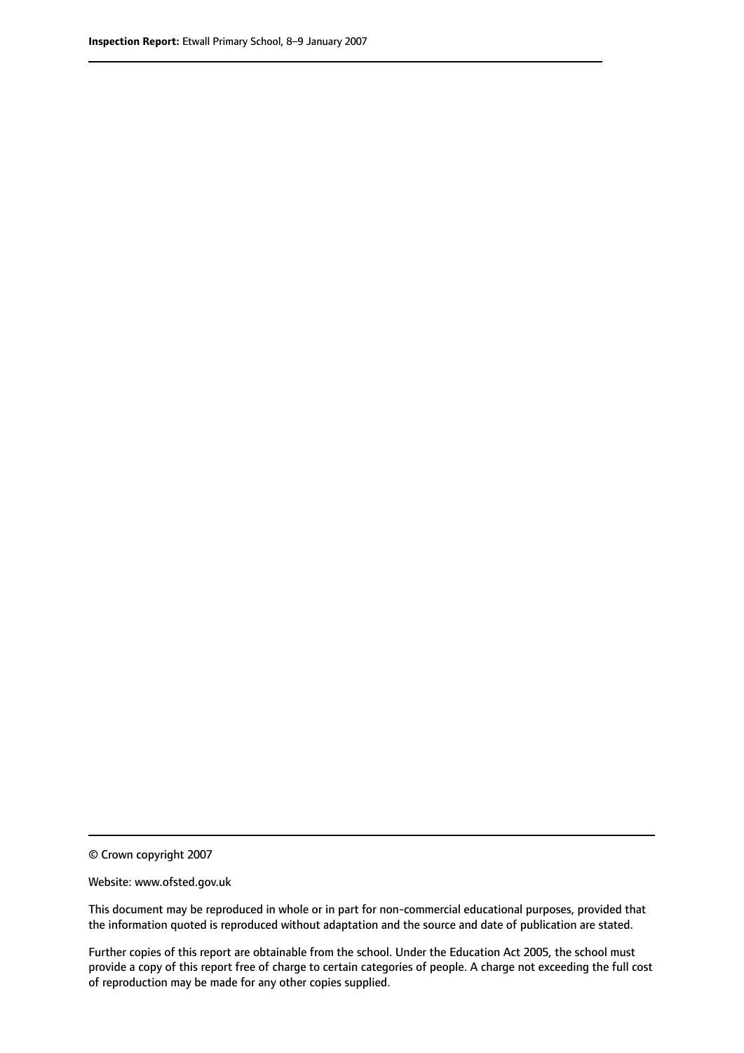© Crown copyright 2007

Website: www.ofsted.gov.uk

This document may be reproduced in whole or in part for non-commercial educational purposes, provided that the information quoted is reproduced without adaptation and the source and date of publication are stated.

Further copies of this report are obtainable from the school. Under the Education Act 2005, the school must provide a copy of this report free of charge to certain categories of people. A charge not exceeding the full cost of reproduction may be made for any other copies supplied.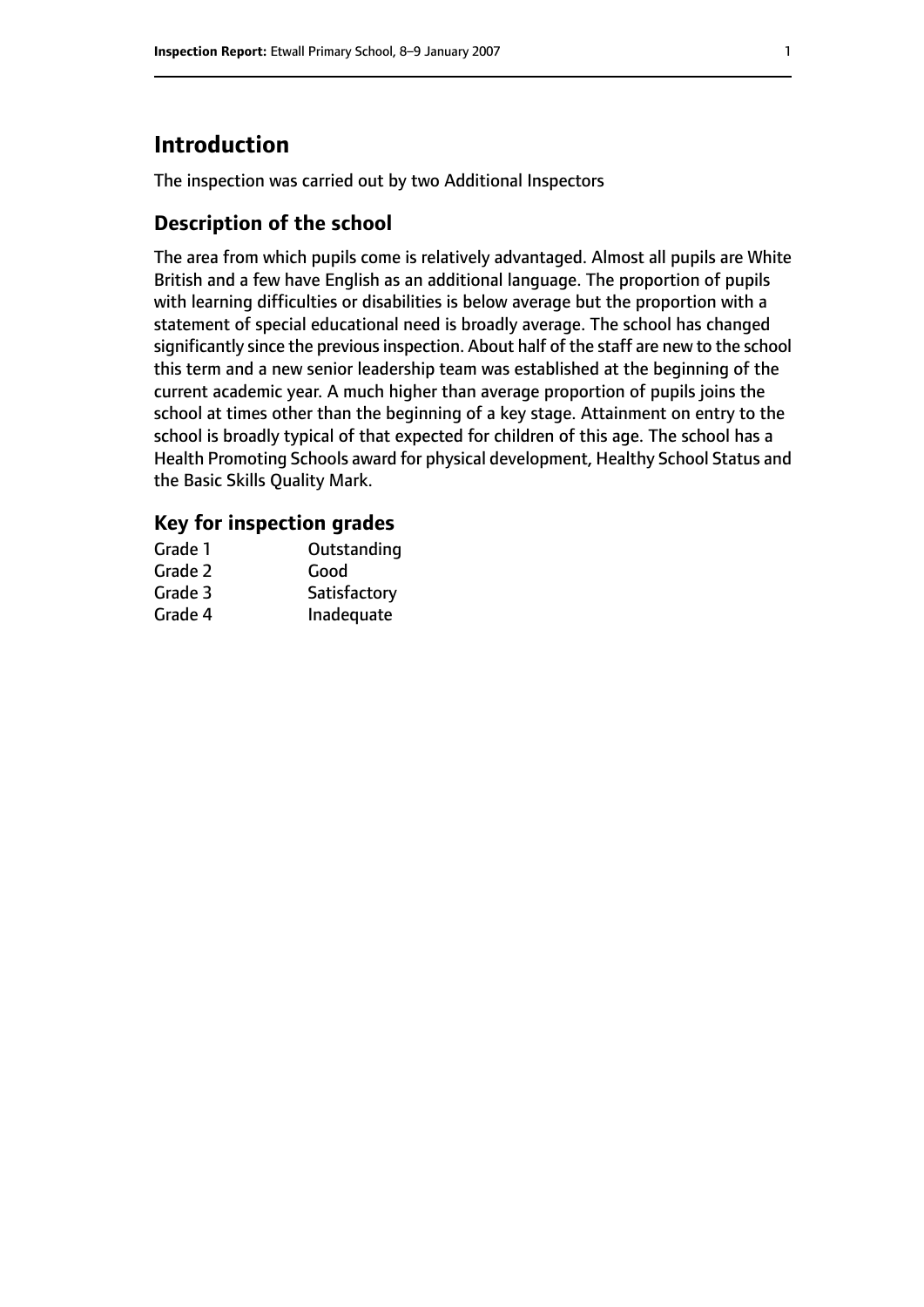# Introduction

The inspection was carried out by two Additional Inspectors

## Description of the school

The area from which pupils come is relatively advantaged. Almost all pupils are White British and a few have English as an additional language. The proportion of pupils with learning difficulties or disabilities is below average but the proportion with a statement of special educational need is broadly average. The school has changed significantly since the previous inspection. About half of the staff are new to the school this term and a new senior leadership team was established at the beginning of the current academic year. A much higher than average proportion of pupils joins the school at times other than the beginning of a key stage. Attainment on entry to the school is broadly typical of that expected for children of this age. The school has a Health Promoting Schools award for physical development, Healthy School Status and the Basic Skills Quality Mark.

## Key for inspection grades

| | |
|---|---|
| Grade 1 | Outstanding |
| Grade 2 | Good |
| Grade 3 | Satisfactory |
| Grade 4 | Inadequate |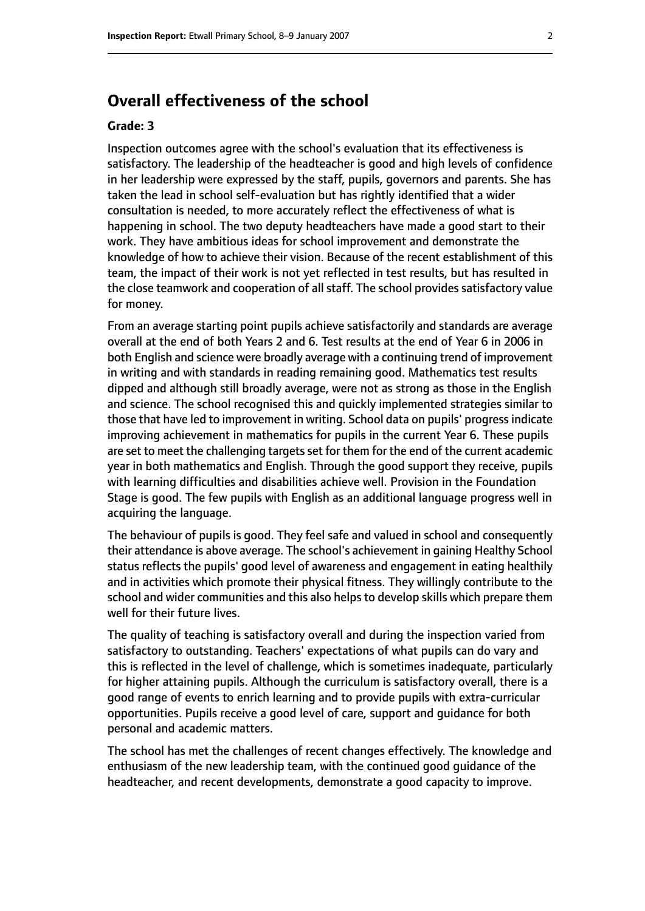## Overall effectiveness of the school

**Grade: 3**

Inspection outcomes agree with the school's evaluation that its effectiveness is satisfactory. The leadership of the headteacher is good and high levels of confidence in her leadership were expressed by the staff, pupils, governors and parents. She has taken the lead in school self-evaluation but has rightly identified that a wider consultation is needed, to more accurately reflect the effectiveness of what is happening in school. The two deputy headteachers have made a good start to their work. They have ambitious ideas for school improvement and demonstrate the knowledge of how to achieve their vision. Because of the recent establishment of this team, the impact of their work is not yet reflected in test results, but has resulted in the close teamwork and cooperation of all staff. The school provides satisfactory value for money.

From an average starting point pupils achieve satisfactorily and standards are average overall at the end of both Years 2 and 6. Test results at the end of Year 6 in 2006 in both English and science were broadly average with a continuing trend of improvement in writing and with standards in reading remaining good. Mathematics test results dipped and although still broadly average, were not as strong as those in the English and science. The school recognised this and quickly implemented strategies similar to those that have led to improvement in writing. School data on pupils' progress indicate improving achievement in mathematics for pupils in the current Year 6. These pupils are set to meet the challenging targets set for them for the end of the current academic year in both mathematics and English. Through the good support they receive, pupils with learning difficulties and disabilities achieve well. Provision in the Foundation Stage is good. The few pupils with English as an additional language progress well in acquiring the language.

The behaviour of pupils is good. They feel safe and valued in school and consequently their attendance is above average. The school's achievement in gaining Healthy School status reflects the pupils' good level of awareness and engagement in eating healthily and in activities which promote their physical fitness. They willingly contribute to the school and wider communities and this also helps to develop skills which prepare them well for their future lives.

The quality of teaching is satisfactory overall and during the inspection varied from satisfactory to outstanding. Teachers' expectations of what pupils can do vary and this is reflected in the level of challenge, which is sometimes inadequate, particularly for higher attaining pupils. Although the curriculum is satisfactory overall, there is a good range of events to enrich learning and to provide pupils with extra-curricular opportunities. Pupils receive a good level of care, support and guidance for both personal and academic matters.

The school has met the challenges of recent changes effectively. The knowledge and enthusiasm of the new leadership team, with the continued good guidance of the headteacher, and recent developments, demonstrate a good capacity to improve.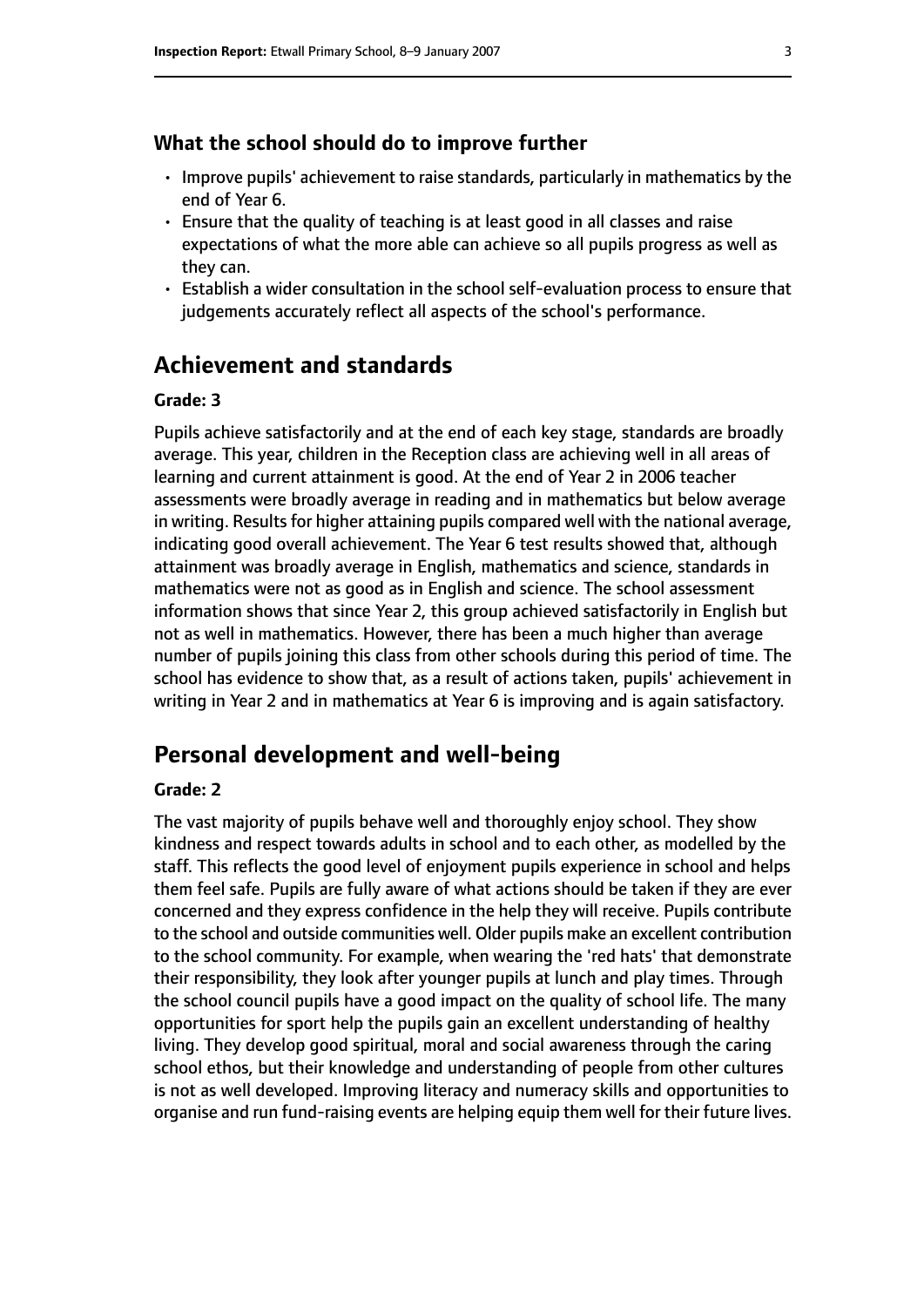### What the school should do to improve further

- Improve pupils' achievement to raise standards, particularly in mathematics by the end of Year 6.
- Ensure that the quality of teaching is at least good in all classes and raise expectations of what the more able can achieve so all pupils progress as well as they can.
- Establish a wider consultation in the school self-evaluation process to ensure that judgements accurately reflect all aspects of the school's performance.

## Achievement and standards

#### Grade: 3

Pupils achieve satisfactorily and at the end of each key stage, standards are broadly average. This year, children in the Reception class are achieving well in all areas of learning and current attainment is good. At the end of Year 2 in 2006 teacher assessments were broadly average in reading and in mathematics but below average in writing. Results for higher attaining pupils compared well with the national average, indicating good overall achievement. The Year 6 test results showed that, although attainment was broadly average in English, mathematics and science, standards in mathematics were not as good as in English and science. The school assessment information shows that since Year 2, this group achieved satisfactorily in English but not as well in mathematics. However, there has been a much higher than average number of pupils joining this class from other schools during this period of time. The school has evidence to show that, as a result of actions taken, pupils' achievement in writing in Year 2 and in mathematics at Year 6 is improving and is again satisfactory.

## Personal development and well-being

#### Grade: 2

The vast majority of pupils behave well and thoroughly enjoy school. They show kindness and respect towards adults in school and to each other, as modelled by the staff. This reflects the good level of enjoyment pupils experience in school and helps them feel safe. Pupils are fully aware of what actions should be taken if they are ever concerned and they express confidence in the help they will receive. Pupils contribute to the school and outside communities well. Older pupils make an excellent contribution to the school community. For example, when wearing the 'red hats' that demonstrate their responsibility, they look after younger pupils at lunch and play times. Through the school council pupils have a good impact on the quality of school life. The many opportunities for sport help the pupils gain an excellent understanding of healthy living. They develop good spiritual, moral and social awareness through the caring school ethos, but their knowledge and understanding of people from other cultures is not as well developed. Improving literacy and numeracy skills and opportunities to organise and run fund-raising events are helping equip them well for their future lives.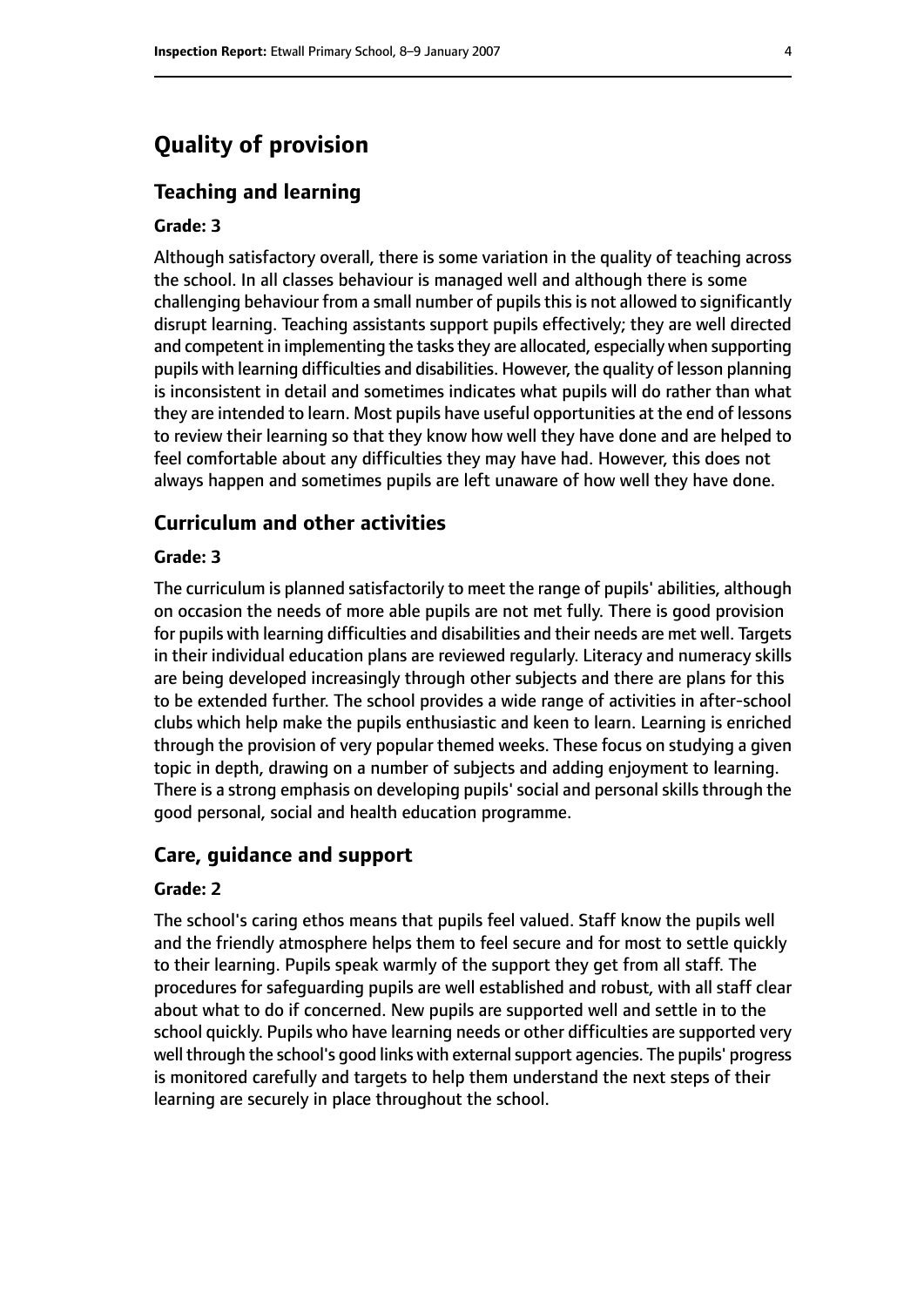# Quality of provision

## Teaching and learning

### Grade: 3

Although satisfactory overall, there is some variation in the quality of teaching across the school. In all classes behaviour is managed well and although there is some challenging behaviour from a small number of pupils this is not allowed to significantly disrupt learning. Teaching assistants support pupils effectively; they are well directed and competent in implementing the tasks they are allocated, especially when supporting pupils with learning difficulties and disabilities. However, the quality of lesson planning is inconsistent in detail and sometimes indicates what pupils will do rather than what they are intended to learn. Most pupils have useful opportunities at the end of lessons to review their learning so that they know how well they have done and are helped to feel comfortable about any difficulties they may have had. However, this does not always happen and sometimes pupils are left unaware of how well they have done.

## Curriculum and other activities

### Grade: 3

The curriculum is planned satisfactorily to meet the range of pupils' abilities, although on occasion the needs of more able pupils are not met fully. There is good provision for pupils with learning difficulties and disabilities and their needs are met well. Targets in their individual education plans are reviewed regularly. Literacy and numeracy skills are being developed increasingly through other subjects and there are plans for this to be extended further. The school provides a wide range of activities in after-school clubs which help make the pupils enthusiastic and keen to learn. Learning is enriched through the provision of very popular themed weeks. These focus on studying a given topic in depth, drawing on a number of subjects and adding enjoyment to learning. There is a strong emphasis on developing pupils' social and personal skills through the good personal, social and health education programme.

## Care, guidance and support

### Grade: 2

The school's caring ethos means that pupils feel valued. Staff know the pupils well and the friendly atmosphere helps them to feel secure and for most to settle quickly to their learning. Pupils speak warmly of the support they get from all staff. The procedures for safeguarding pupils are well established and robust, with all staff clear about what to do if concerned. New pupils are supported well and settle in to the school quickly. Pupils who have learning needs or other difficulties are supported very well through the school's good links with external support agencies. The pupils' progress is monitored carefully and targets to help them understand the next steps of their learning are securely in place throughout the school.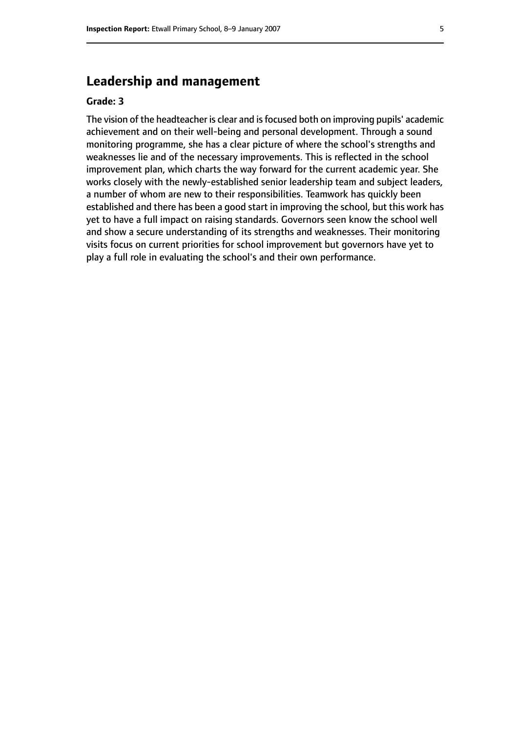## Leadership and management

**Grade: 3**

The vision of the headteacher is clear and is focused both on improving pupils' academic achievement and on their well-being and personal development. Through a sound monitoring programme, she has a clear picture of where the school's strengths and weaknesses lie and of the necessary improvements. This is reflected in the school improvement plan, which charts the way forward for the current academic year. She works closely with the newly-established senior leadership team and subject leaders, a number of whom are new to their responsibilities. Teamwork has quickly been established and there has been a good start in improving the school, but this work has yet to have a full impact on raising standards. Governors seen know the school well and show a secure understanding of its strengths and weaknesses. Their monitoring visits focus on current priorities for school improvement but governors have yet to play a full role in evaluating the school's and their own performance.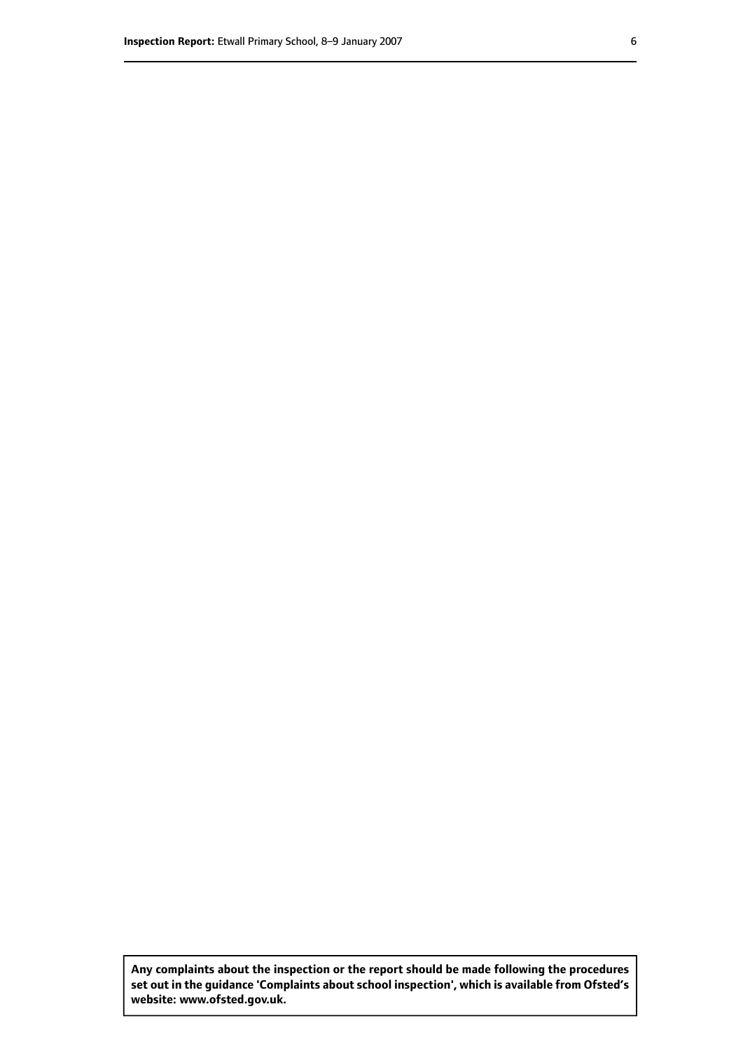**Any complaints about the inspection or the report should be made following the procedures set out in the guidance 'Complaints about school inspection', which is available from Ofsted's website: www.ofsted.gov.uk.**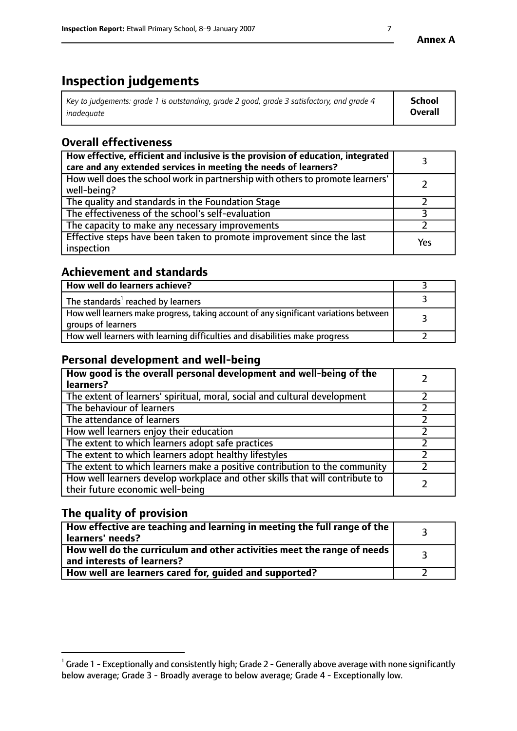# Inspection judgements

| *Key to judgements: grade 1 is outstanding, grade 2 good, grade 3 satisfactory, and grade 4 inadequate* | **School Overall** |
|---|---|

## Overall effectiveness

| | |
|---|---|
| **How effective, efficient and inclusive is the provision of education, integrated care and any extended services in meeting the needs of learners?** | 3 |
| How well does the school work in partnership with others to promote learners' well-being? | 2 |
| The quality and standards in the Foundation Stage | 2 |
| The effectiveness of the school's self-evaluation | 3 |
| The capacity to make any necessary improvements | 2 |
| Effective steps have been taken to promote improvement since the last inspection | Yes |

## Achievement and standards

| | |
|---|---|
| **How well do learners achieve?** | 3 |
| The standards[1] reached by learners | 3 |
| How well learners make progress, taking account of any significant variations between groups of learners | 3 |
| How well learners with learning difficulties and disabilities make progress | 2 |

## Personal development and well-being

| | |
|---|---|
| **How good is the overall personal development and well-being of the learners?** | 2 |
| The extent of learners' spiritual, moral, social and cultural development | 2 |
| The behaviour of learners | 2 |
| The attendance of learners | 2 |
| How well learners enjoy their education | 2 |
| The extent to which learners adopt safe practices | 2 |
| The extent to which learners adopt healthy lifestyles | 2 |
| The extent to which learners make a positive contribution to the community | 2 |
| How well learners develop workplace and other skills that will contribute to their future economic well-being | 2 |

## The quality of provision

| | |
|---|---|
| **How effective are teaching and learning in meeting the full range of the learners' needs?** | 3 |
| **How well do the curriculum and other activities meet the range of needs and interests of learners?** | 3 |
| **How well are learners cared for, guided and supported?** | 2 |

[1] Grade 1 - Exceptionally and consistently high; Grade 2 - Generally above average with none significantly below average; Grade 3 - Broadly average to below average; Grade 4 - Exceptionally low.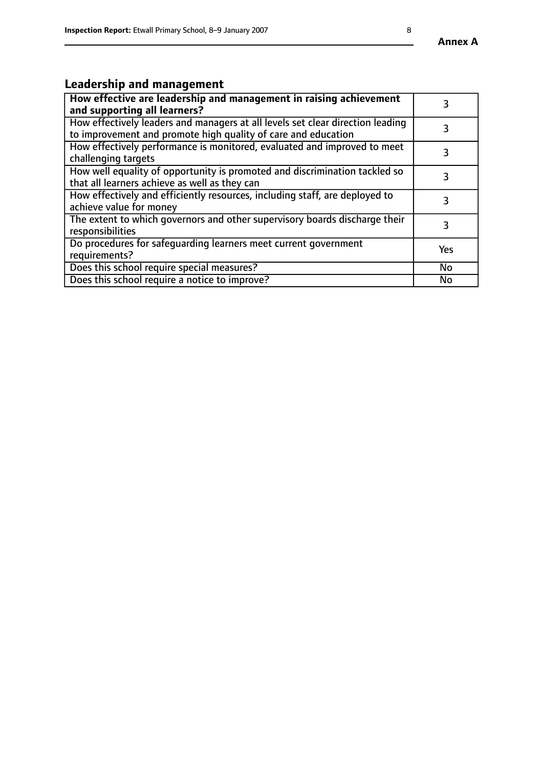## Leadership and management

| How effective are leadership and management in raising achievement and supporting all learners? | 3 |
|---|---|
| How effectively leaders and managers at all levels set clear direction leading to improvement and promote high quality of care and education | 3 |
| How effectively performance is monitored, evaluated and improved to meet challenging targets | 3 |
| How well equality of opportunity is promoted and discrimination tackled so that all learners achieve as well as they can | 3 |
| How effectively and efficiently resources, including staff, are deployed to achieve value for money | 3 |
| The extent to which governors and other supervisory boards discharge their responsibilities | 3 |
| Do procedures for safeguarding learners meet current government requirements? | Yes |
| Does this school require special measures? | No |
| Does this school require a notice to improve? | No |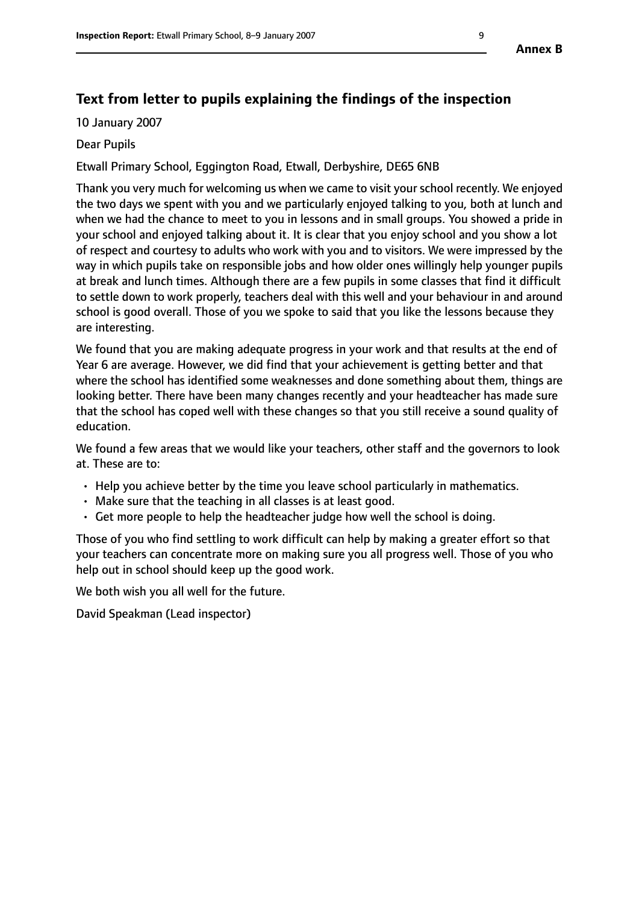## Text from letter to pupils explaining the findings of the inspection

10 January 2007

Dear Pupils

Etwall Primary School, Eggington Road, Etwall, Derbyshire, DE65 6NB

Thank you very much for welcoming us when we came to visit your school recently. We enjoyed the two days we spent with you and we particularly enjoyed talking to you, both at lunch and when we had the chance to meet to you in lessons and in small groups. You showed a pride in your school and enjoyed talking about it. It is clear that you enjoy school and you show a lot of respect and courtesy to adults who work with you and to visitors. We were impressed by the way in which pupils take on responsible jobs and how older ones willingly help younger pupils at break and lunch times. Although there are a few pupils in some classes that find it difficult to settle down to work properly, teachers deal with this well and your behaviour in and around school is good overall. Those of you we spoke to said that you like the lessons because they are interesting.

We found that you are making adequate progress in your work and that results at the end of Year 6 are average. However, we did find that your achievement is getting better and that where the school has identified some weaknesses and done something about them, things are looking better. There have been many changes recently and your headteacher has made sure that the school has coped well with these changes so that you still receive a sound quality of education.

We found a few areas that we would like your teachers, other staff and the governors to look at. These are to:

- Help you achieve better by the time you leave school particularly in mathematics.
- Make sure that the teaching in all classes is at least good.
- Get more people to help the headteacher judge how well the school is doing.

Those of you who find settling to work difficult can help by making a greater effort so that your teachers can concentrate more on making sure you all progress well. Those of you who help out in school should keep up the good work.

We both wish you all well for the future.

David Speakman (Lead inspector)